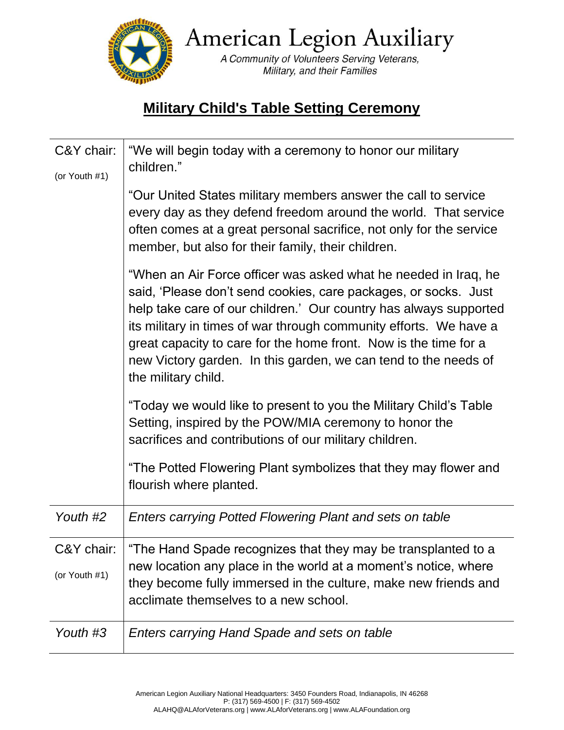# American Legion Auxiliary

*A Community of Volunteers Serving Veterans, Military, and their Families*

## Military Child's Table Setting Ceremony

| | |
|---|---|
| C&Y chair: (or Youth #1) | "We will begin today with a ceremony to honor our military children." "Our United States military members answer the call to service every day as they defend freedom around the world. That service often comes at a great personal sacrifice, not only for the service member, but also for their family, their children. "When an Air Force officer was asked what he needed in Iraq, he said, 'Please don't send cookies, care packages, or socks. Just help take care of our children.' Our country has always supported its military in times of war through community efforts. We have a great capacity to care for the home front. Now is the time for a new Victory garden. In this garden, we can tend to the needs of the military child. "Today we would like to present to you the Military Child's Table Setting, inspired by the POW/MIA ceremony to honor the sacrifices and contributions of our military children. "The Potted Flowering Plant symbolizes that they may flower and flourish where planted. |
| *Youth #2* | *Enters carrying Potted Flowering Plant and sets on table* |
| C&Y chair: (or Youth #1) | "The Hand Spade recognizes that they may be transplanted to a new location any place in the world at a moment's notice, where they become fully immersed in the culture, make new friends and acclimate themselves to a new school. |
| *Youth #3* | *Enters carrying Hand Spade and sets on table* |

American Legion Auxiliary National Headquarters: 3450 Founders Road, Indianapolis, IN 46268
P: (317) 569-4500 | F: (317) 569-4502
ALAHQ@ALAforVeterans.org | www.ALAforVeterans.org | www.ALAFoundation.org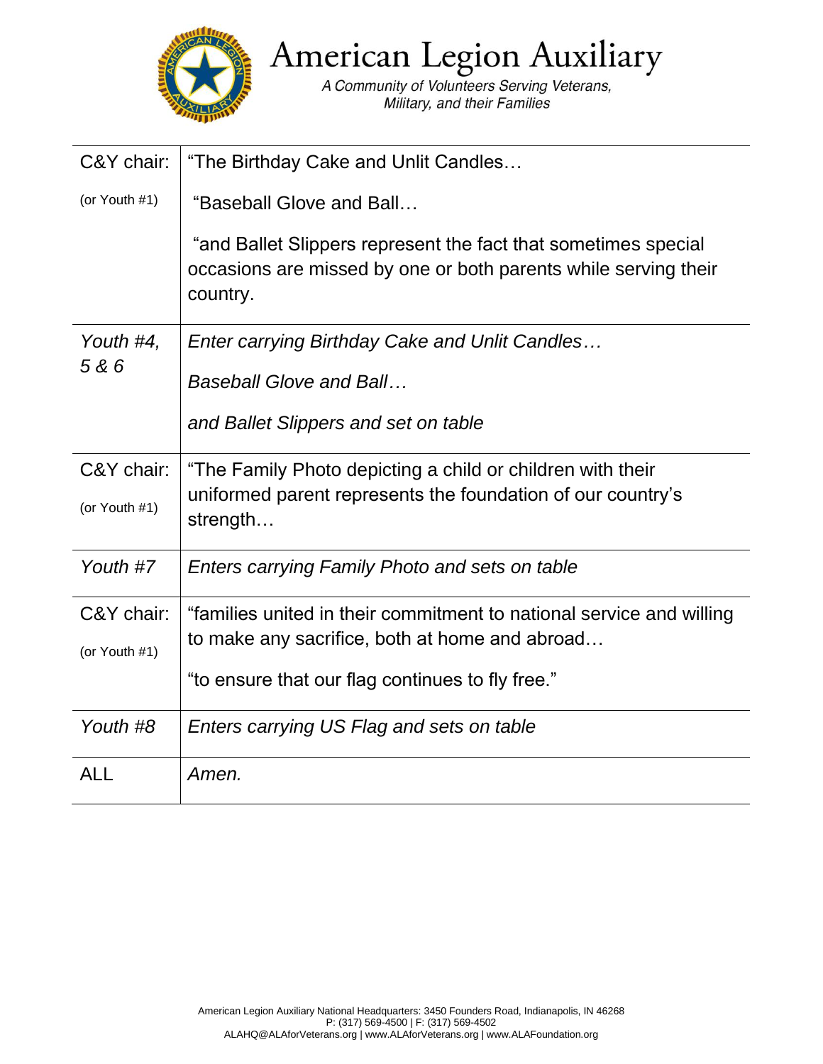| | |
|---|---|
| C&Y chair:<br><br>(or Youth #1) | "The Birthday Cake and Unlit Candles…<br><br>"Baseball Glove and Ball…<br><br>"and Ballet Slippers represent the fact that sometimes special occasions are missed by one or both parents while serving their country. |
| *Youth #4, 5 & 6* | *Enter carrying Birthday Cake and Unlit Candles…*<br><br>*Baseball Glove and Ball…*<br><br>*and Ballet Slippers and set on table* |
| C&Y chair:<br><br>(or Youth #1) | "The Family Photo depicting a child or children with their uniformed parent represents the foundation of our country's strength… |
| *Youth #7* | *Enters carrying Family Photo and sets on table* |
| C&Y chair:<br><br>(or Youth #1) | "families united in their commitment to national service and willing to make any sacrifice, both at home and abroad…<br><br>"to ensure that our flag continues to fly free." |
| *Youth #8* | *Enters carrying US Flag and sets on table* |
| ALL | *Amen.* |